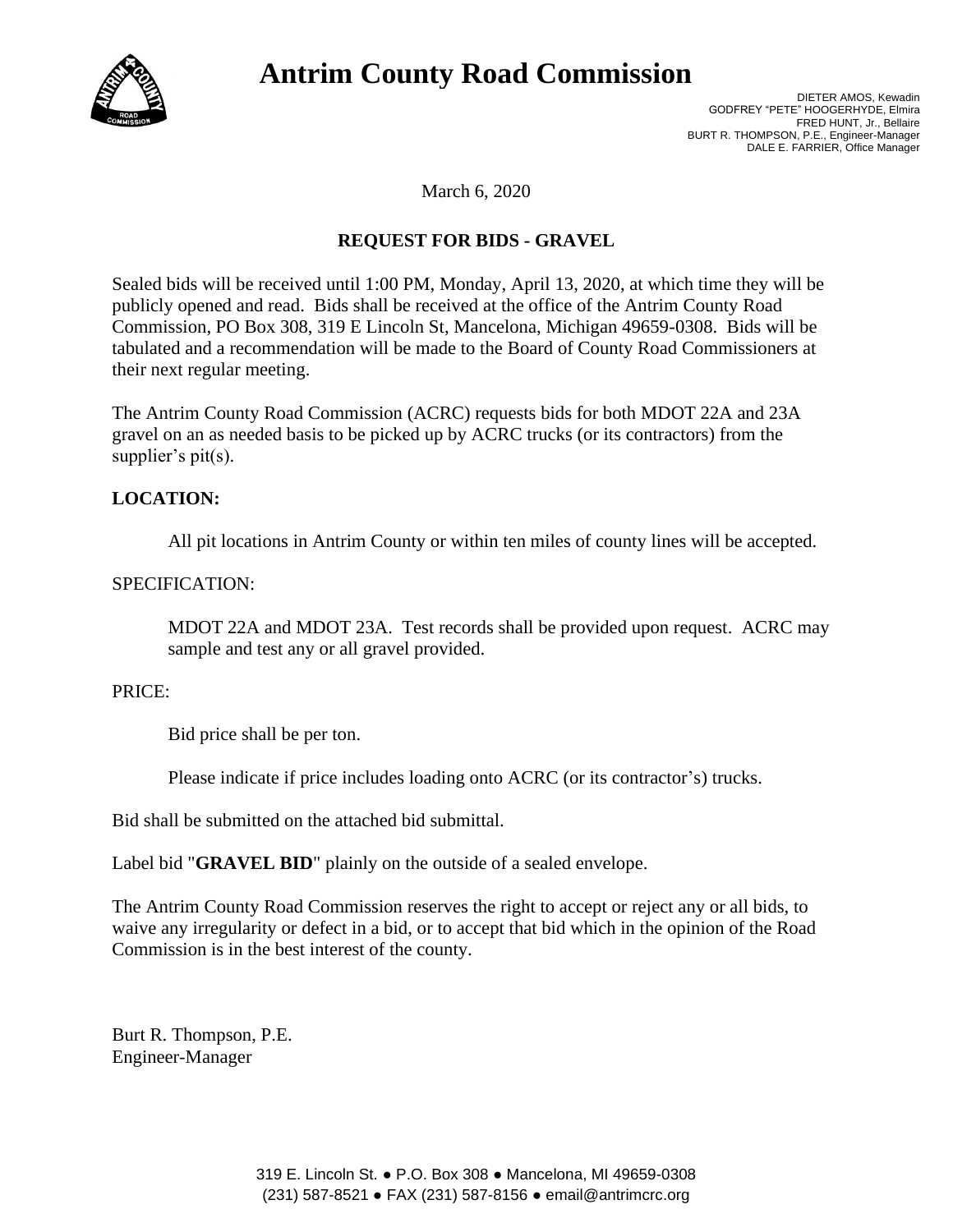# Antrim County Road Commission

DIETER AMOS, Kewadin
GODFREY "PETE" HOOGERHYDE, Elmira
FRED HUNT, Jr., Bellaire
BURT R. THOMPSON, P.E., Engineer-Manager
DALE E. FARRIER, Office Manager

March 6, 2020

## REQUEST FOR BIDS - GRAVEL

Sealed bids will be received until 1:00 PM, Monday, April 13, 2020, at which time they will be publicly opened and read. Bids shall be received at the office of the Antrim County Road Commission, PO Box 308, 319 E Lincoln St, Mancelona, Michigan 49659-0308. Bids will be tabulated and a recommendation will be made to the Board of County Road Commissioners at their next regular meeting.

The Antrim County Road Commission (ACRC) requests bids for both MDOT 22A and 23A gravel on an as needed basis to be picked up by ACRC trucks (or its contractors) from the supplier's pit(s).

**LOCATION:**

All pit locations in Antrim County or within ten miles of county lines will be accepted.

SPECIFICATION:

MDOT 22A and MDOT 23A. Test records shall be provided upon request. ACRC may sample and test any or all gravel provided.

PRICE:

Bid price shall be per ton.

Please indicate if price includes loading onto ACRC (or its contractor's) trucks.

Bid shall be submitted on the attached bid submittal.

Label bid "**GRAVEL BID**" plainly on the outside of a sealed envelope.

The Antrim County Road Commission reserves the right to accept or reject any or all bids, to waive any irregularity or defect in a bid, or to accept that bid which in the opinion of the Road Commission is in the best interest of the county.

Burt R. Thompson, P.E.
Engineer-Manager

319 E. Lincoln St. ● P.O. Box 308 ● Mancelona, MI 49659-0308
(231) 587-8521 ● FAX (231) 587-8156 ● email@antrimcrc.org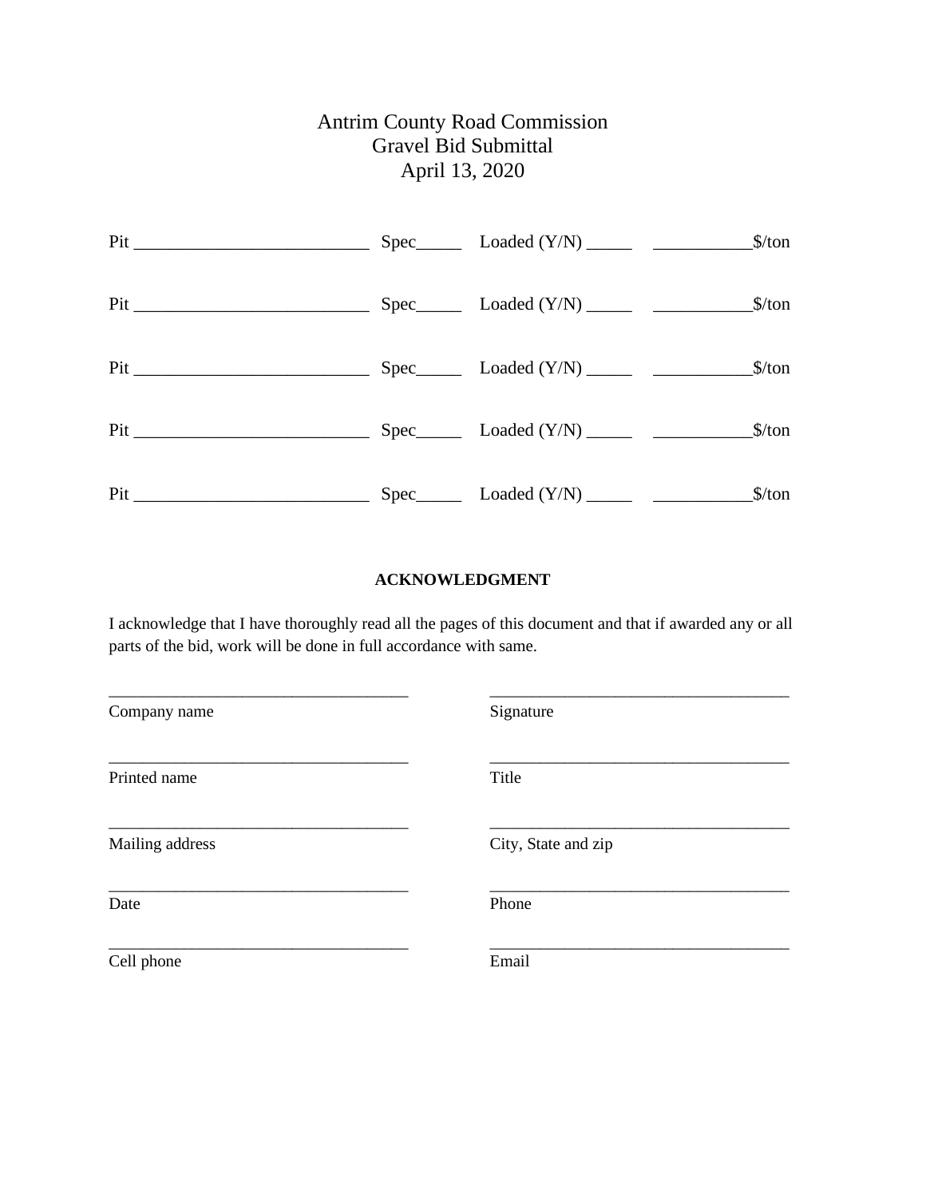Antrim County Road Commission
Gravel Bid Submittal
April 13, 2020

Pit __________________________ Spec_____ Loaded (Y/N) _____ ___________$/ton

Pit __________________________ Spec_____ Loaded (Y/N) _____ ___________$/ton

Pit __________________________ Spec_____ Loaded (Y/N) _____ ___________$/ton

Pit __________________________ Spec_____ Loaded (Y/N) _____ ___________$/ton

Pit __________________________ Spec_____ Loaded (Y/N) _____ ___________$/ton

**ACKNOWLEDGMENT**

I acknowledge that I have thoroughly read all the pages of this document and that if awarded any or all parts of the bid, work will be done in full accordance with same.

| | |
|---|---|
| ____________________________________ | ____________________________________ |
| Company name | Signature |
| ____________________________________ | ____________________________________ |
| Printed name | Title |
| ____________________________________ | ____________________________________ |
| Mailing address | City, State and zip |
| ____________________________________ | ____________________________________ |
| Date | Phone |
| ____________________________________ | ____________________________________ |
| Cell phone | Email |